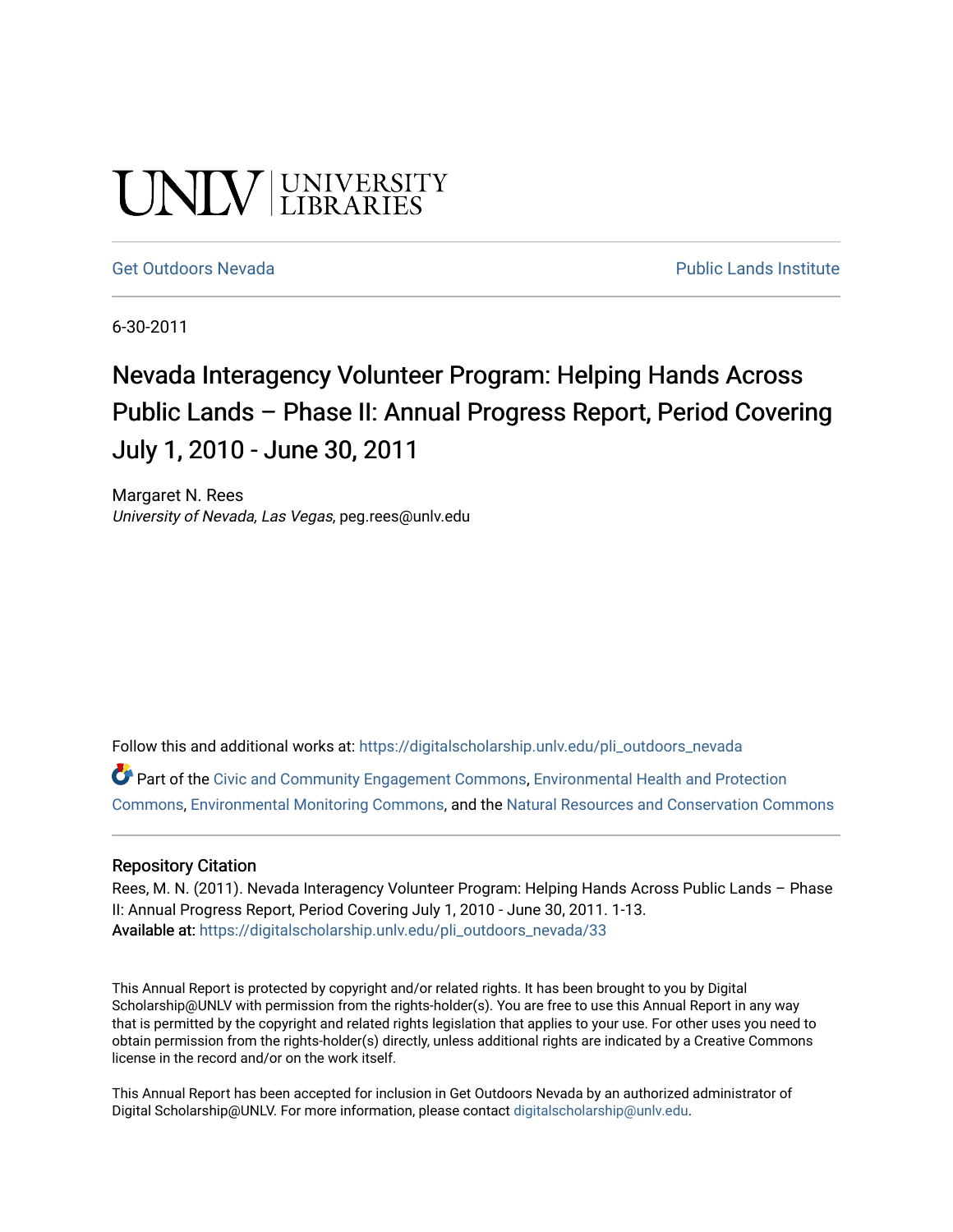UNLV | UNIVERSITY LIBRARIES

Get Outdoors Nevada | Public Lands Institute

6-30-2011

# Nevada Interagency Volunteer Program: Helping Hands Across Public Lands – Phase II: Annual Progress Report, Period Covering July 1, 2010 - June 30, 2011

Margaret N. Rees
*University of Nevada, Las Vegas*, peg.rees@unlv.edu

Follow this and additional works at: https://digitalscholarship.unlv.edu/pli_outdoors_nevada

Part of the Civic and Community Engagement Commons, Environmental Health and Protection Commons, Environmental Monitoring Commons, and the Natural Resources and Conservation Commons

## Repository Citation

Rees, M. N. (2011). Nevada Interagency Volunteer Program: Helping Hands Across Public Lands – Phase II: Annual Progress Report, Period Covering July 1, 2010 - June 30, 2011. 1-13.
**Available at:** https://digitalscholarship.unlv.edu/pli_outdoors_nevada/33

This Annual Report is protected by copyright and/or related rights. It has been brought to you by Digital Scholarship@UNLV with permission from the rights-holder(s). You are free to use this Annual Report in any way that is permitted by the copyright and related rights legislation that applies to your use. For other uses you need to obtain permission from the rights-holder(s) directly, unless additional rights are indicated by a Creative Commons license in the record and/or on the work itself.

This Annual Report has been accepted for inclusion in Get Outdoors Nevada by an authorized administrator of Digital Scholarship@UNLV. For more information, please contact digitalscholarship@unlv.edu.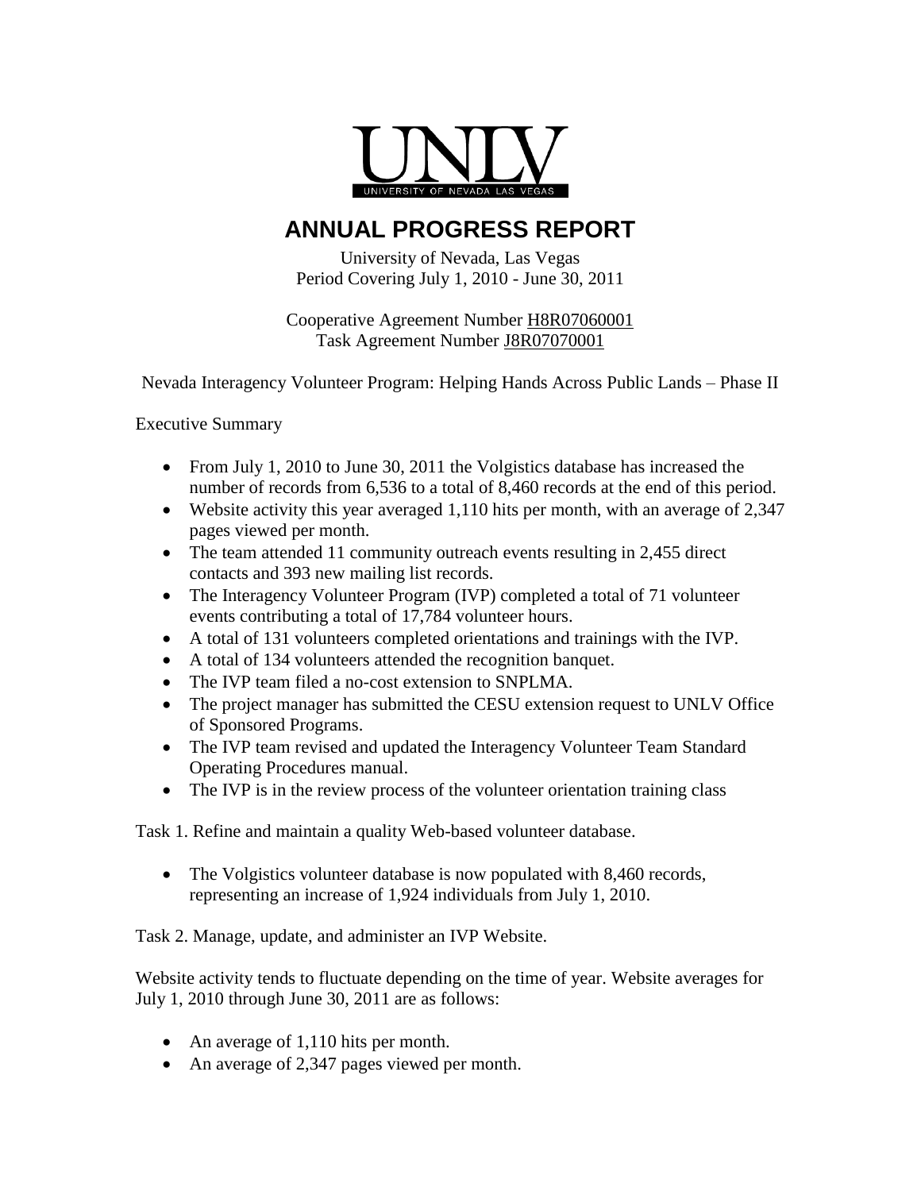UNLV
UNIVERSITY OF NEVADA LAS VEGAS

# ANNUAL PROGRESS REPORT

University of Nevada, Las Vegas
Period Covering July 1, 2010 - June 30, 2011

Cooperative Agreement Number H8R07060001
Task Agreement Number J8R07070001

Nevada Interagency Volunteer Program: Helping Hands Across Public Lands – Phase II

Executive Summary

- From July 1, 2010 to June 30, 2011 the Volgistics database has increased the number of records from 6,536 to a total of 8,460 records at the end of this period.
- Website activity this year averaged 1,110 hits per month, with an average of 2,347 pages viewed per month.
- The team attended 11 community outreach events resulting in 2,455 direct contacts and 393 new mailing list records.
- The Interagency Volunteer Program (IVP) completed a total of 71 volunteer events contributing a total of 17,784 volunteer hours.
- A total of 131 volunteers completed orientations and trainings with the IVP.
- A total of 134 volunteers attended the recognition banquet.
- The IVP team filed a no-cost extension to SNPLMA.
- The project manager has submitted the CESU extension request to UNLV Office of Sponsored Programs.
- The IVP team revised and updated the Interagency Volunteer Team Standard Operating Procedures manual.
- The IVP is in the review process of the volunteer orientation training class

Task 1. Refine and maintain a quality Web-based volunteer database.

- The Volgistics volunteer database is now populated with 8,460 records, representing an increase of 1,924 individuals from July 1, 2010.

Task 2. Manage, update, and administer an IVP Website.

Website activity tends to fluctuate depending on the time of year. Website averages for July 1, 2010 through June 30, 2011 are as follows:

- An average of 1,110 hits per month.
- An average of 2,347 pages viewed per month.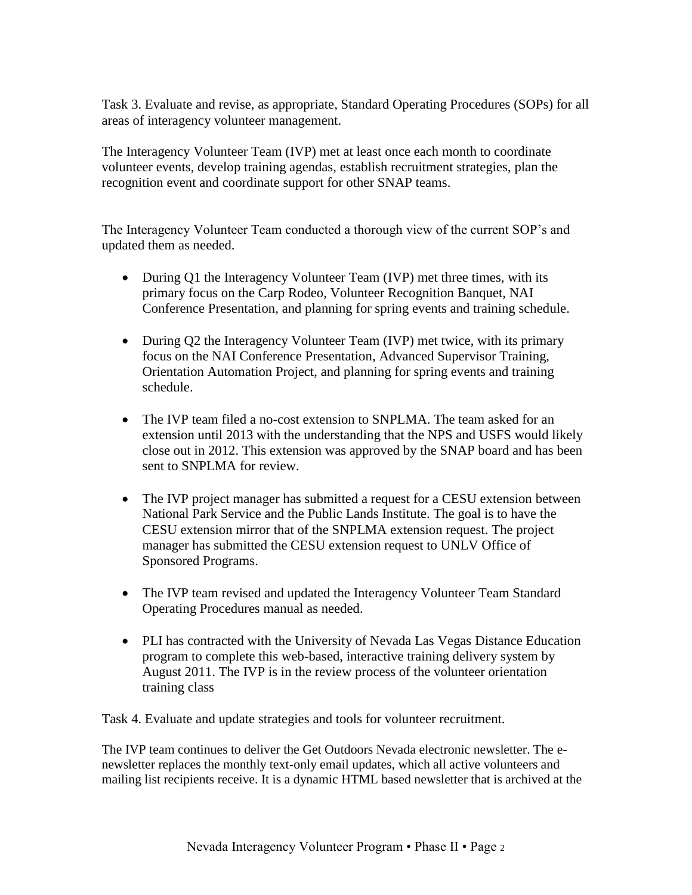Task 3. Evaluate and revise, as appropriate, Standard Operating Procedures (SOPs) for all areas of interagency volunteer management.

The Interagency Volunteer Team (IVP) met at least once each month to coordinate volunteer events, develop training agendas, establish recruitment strategies, plan the recognition event and coordinate support for other SNAP teams.

The Interagency Volunteer Team conducted a thorough view of the current SOP's and updated them as needed.

- During Q1 the Interagency Volunteer Team (IVP) met three times, with its primary focus on the Carp Rodeo, Volunteer Recognition Banquet, NAI Conference Presentation, and planning for spring events and training schedule.

- During Q2 the Interagency Volunteer Team (IVP) met twice, with its primary focus on the NAI Conference Presentation, Advanced Supervisor Training, Orientation Automation Project, and planning for spring events and training schedule.

- The IVP team filed a no-cost extension to SNPLMA. The team asked for an extension until 2013 with the understanding that the NPS and USFS would likely close out in 2012. This extension was approved by the SNAP board and has been sent to SNPLMA for review.

- The IVP project manager has submitted a request for a CESU extension between National Park Service and the Public Lands Institute. The goal is to have the CESU extension mirror that of the SNPLMA extension request. The project manager has submitted the CESU extension request to UNLV Office of Sponsored Programs.

- The IVP team revised and updated the Interagency Volunteer Team Standard Operating Procedures manual as needed.

- PLI has contracted with the University of Nevada Las Vegas Distance Education program to complete this web-based, interactive training delivery system by August 2011. The IVP is in the review process of the volunteer orientation training class

Task 4. Evaluate and update strategies and tools for volunteer recruitment.

The IVP team continues to deliver the Get Outdoors Nevada electronic newsletter. The e-newsletter replaces the monthly text-only email updates, which all active volunteers and mailing list recipients receive. It is a dynamic HTML based newsletter that is archived at the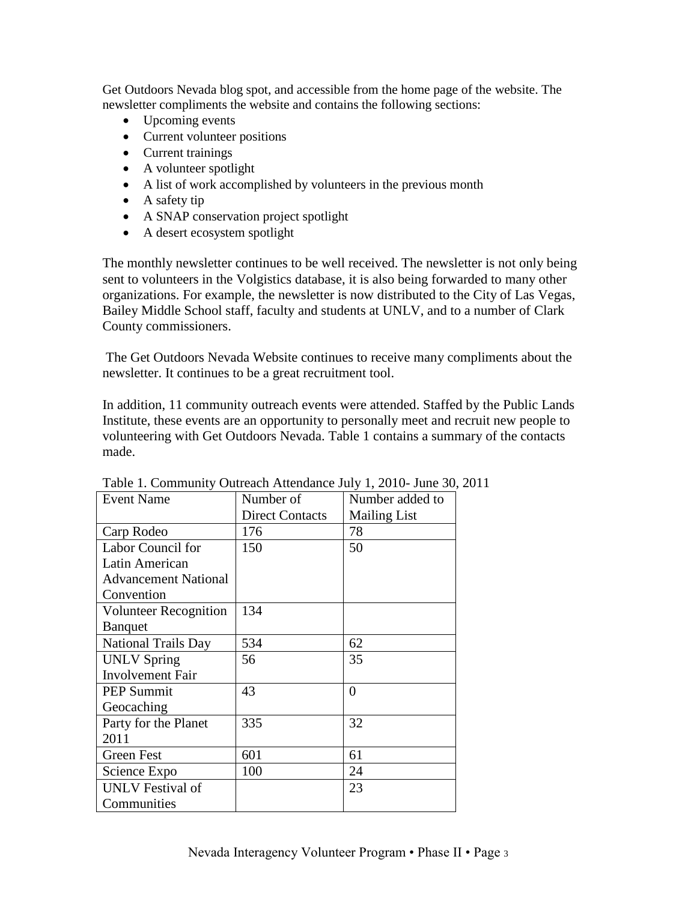Get Outdoors Nevada blog spot, and accessible from the home page of the website. The newsletter compliments the website and contains the following sections:

- Upcoming events
- Current volunteer positions
- Current trainings
- A volunteer spotlight
- A list of work accomplished by volunteers in the previous month
- A safety tip
- A SNAP conservation project spotlight
- A desert ecosystem spotlight

The monthly newsletter continues to be well received. The newsletter is not only being sent to volunteers in the Volgistics database, it is also being forwarded to many other organizations. For example, the newsletter is now distributed to the City of Las Vegas, Bailey Middle School staff, faculty and students at UNLV, and to a number of Clark County commissioners.

The Get Outdoors Nevada Website continues to receive many compliments about the newsletter. It continues to be a great recruitment tool.

In addition, 11 community outreach events were attended. Staffed by the Public Lands Institute, these events are an opportunity to personally meet and recruit new people to volunteering with Get Outdoors Nevada. Table 1 contains a summary of the contacts made.

Table 1. Community Outreach Attendance July 1, 2010- June 30, 2011

| Event Name | Number of Direct Contacts | Number added to Mailing List |
|---|---|---|
| Carp Rodeo | 176 | 78 |
| Labor Council for Latin American Advancement National Convention | 150 | 50 |
| Volunteer Recognition Banquet | 134 | |
| National Trails Day | 534 | 62 |
| UNLV Spring Involvement Fair | 56 | 35 |
| PEP Summit Geocaching | 43 | 0 |
| Party for the Planet 2011 | 335 | 32 |
| Green Fest | 601 | 61 |
| Science Expo | 100 | 24 |
| UNLV Festival of Communities | | 23 |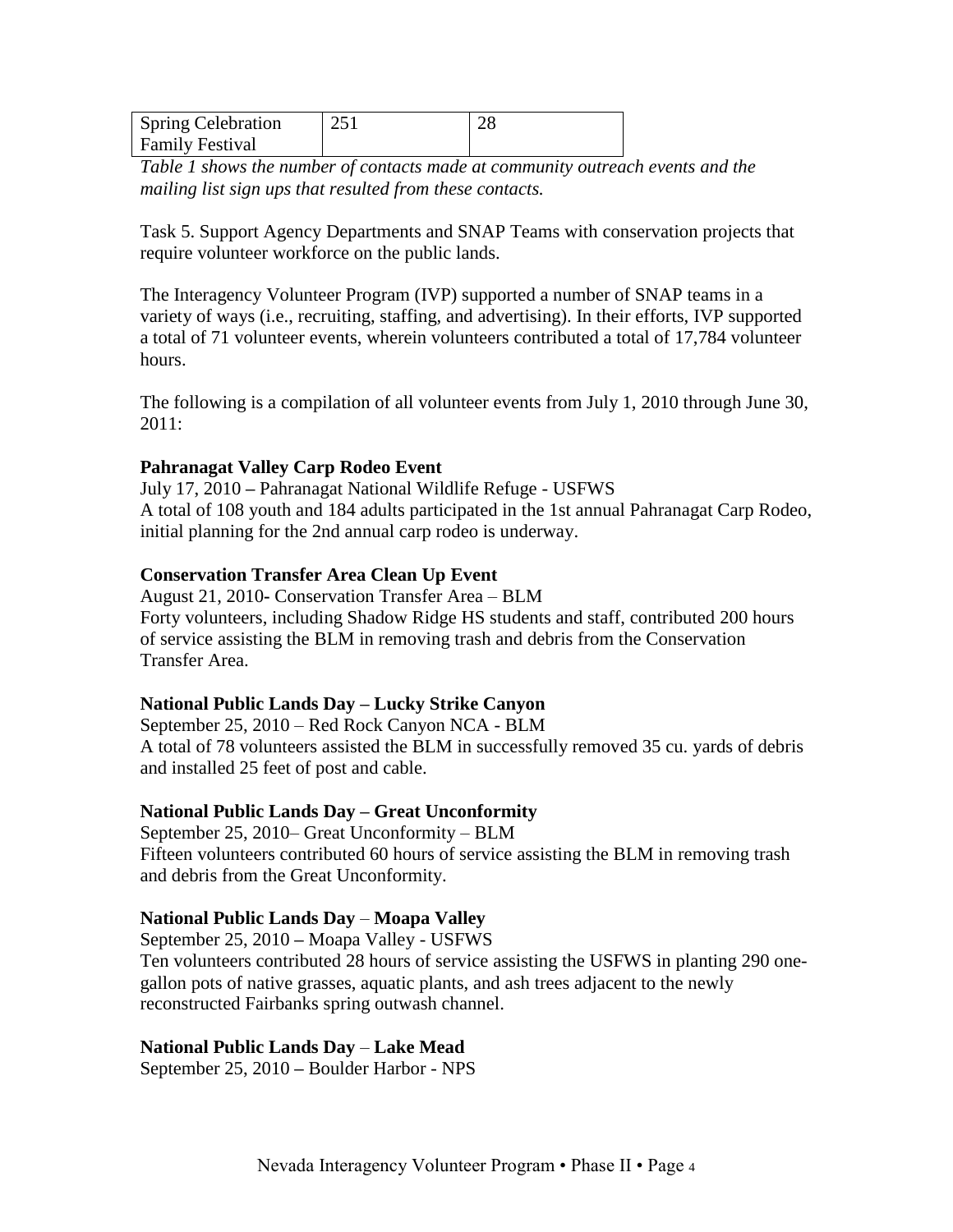| Spring Celebration Family Festival | 251 | 28 |
|---|---|---|

*Table 1 shows the number of contacts made at community outreach events and the mailing list sign ups that resulted from these contacts.*

Task 5. Support Agency Departments and SNAP Teams with conservation projects that require volunteer workforce on the public lands.

The Interagency Volunteer Program (IVP) supported a number of SNAP teams in a variety of ways (i.e., recruiting, staffing, and advertising). In their efforts, IVP supported a total of 71 volunteer events, wherein volunteers contributed a total of 17,784 volunteer hours.

The following is a compilation of all volunteer events from July 1, 2010 through June 30, 2011:

**Pahranagat Valley Carp Rodeo Event**
July 17, 2010 – Pahranagat National Wildlife Refuge - USFWS
A total of 108 youth and 184 adults participated in the 1st annual Pahranagat Carp Rodeo, initial planning for the 2nd annual carp rodeo is underway.

**Conservation Transfer Area Clean Up Event**
August 21, 2010- Conservation Transfer Area – BLM
Forty volunteers, including Shadow Ridge HS students and staff, contributed 200 hours of service assisting the BLM in removing trash and debris from the Conservation Transfer Area.

**National Public Lands Day – Lucky Strike Canyon**
September 25, 2010 – Red Rock Canyon NCA - BLM
A total of 78 volunteers assisted the BLM in successfully removed 35 cu. yards of debris and installed 25 feet of post and cable.

**National Public Lands Day – Great Unconformity**
September 25, 2010– Great Unconformity – BLM
Fifteen volunteers contributed 60 hours of service assisting the BLM in removing trash and debris from the Great Unconformity.

**National Public Lands Day** – **Moapa Valley**
September 25, 2010 – Moapa Valley - USFWS
Ten volunteers contributed 28 hours of service assisting the USFWS in planting 290 one-gallon pots of native grasses, aquatic plants, and ash trees adjacent to the newly reconstructed Fairbanks spring outwash channel.

**National Public Lands Day** – **Lake Mead**
September 25, 2010 – Boulder Harbor - NPS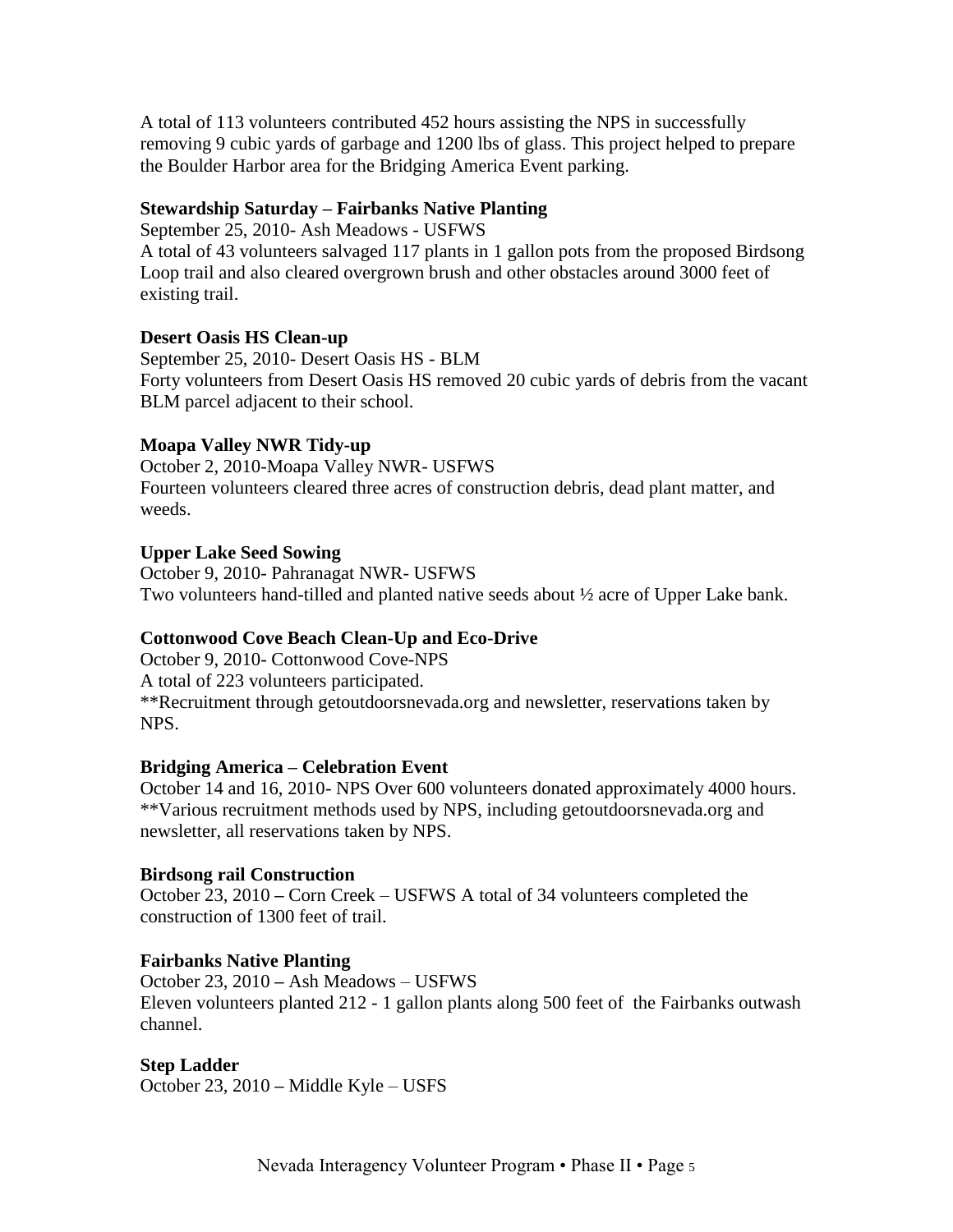A total of 113 volunteers contributed 452 hours assisting the NPS in successfully removing 9 cubic yards of garbage and 1200 lbs of glass. This project helped to prepare the Boulder Harbor area for the Bridging America Event parking.

**Stewardship Saturday – Fairbanks Native Planting**

September 25, 2010- Ash Meadows - USFWS
A total of 43 volunteers salvaged 117 plants in 1 gallon pots from the proposed Birdsong Loop trail and also cleared overgrown brush and other obstacles around 3000 feet of existing trail.

**Desert Oasis HS Clean-up**

September 25, 2010- Desert Oasis HS - BLM
Forty volunteers from Desert Oasis HS removed 20 cubic yards of debris from the vacant BLM parcel adjacent to their school.

**Moapa Valley NWR Tidy-up**

October 2, 2010-Moapa Valley NWR- USFWS
Fourteen volunteers cleared three acres of construction debris, dead plant matter, and weeds.

**Upper Lake Seed Sowing**

October 9, 2010- Pahranagat NWR- USFWS
Two volunteers hand-tilled and planted native seeds about ½ acre of Upper Lake bank.

**Cottonwood Cove Beach Clean-Up and Eco-Drive**

October 9, 2010- Cottonwood Cove-NPS
A total of 223 volunteers participated.
**Recruitment through getoutdoorsnevada.org and newsletter, reservations taken by NPS.

**Bridging America – Celebration Event**

October 14 and 16, 2010- NPS Over 600 volunteers donated approximately 4000 hours.
**Various recruitment methods used by NPS, including getoutdoorsnevada.org and newsletter, all reservations taken by NPS.

**Birdsong rail Construction**

October 23, 2010 – Corn Creek – USFWS A total of 34 volunteers completed the construction of 1300 feet of trail.

**Fairbanks Native Planting**

October 23, 2010 – Ash Meadows – USFWS
Eleven volunteers planted 212 - 1 gallon plants along 500 feet of the Fairbanks outwash channel.

**Step Ladder**

October 23, 2010 – Middle Kyle – USFS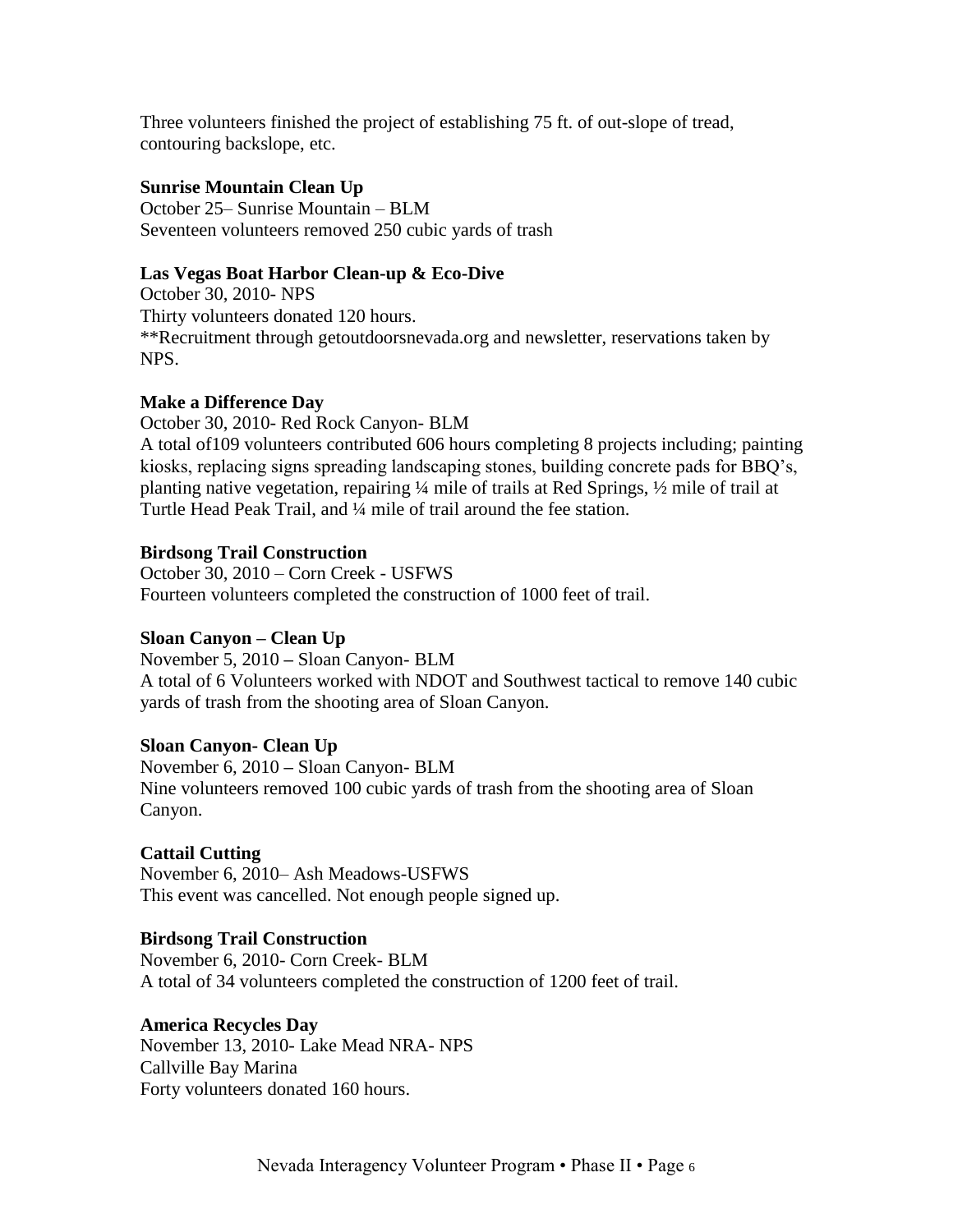Three volunteers finished the project of establishing 75 ft. of out-slope of tread, contouring backslope, etc.

**Sunrise Mountain Clean Up**
October 25– Sunrise Mountain – BLM
Seventeen volunteers removed 250 cubic yards of trash

**Las Vegas Boat Harbor Clean-up & Eco-Dive**
October 30, 2010- NPS
Thirty volunteers donated 120 hours.
**Recruitment through getoutdoorsnevada.org and newsletter, reservations taken by NPS.

**Make a Difference Day**
October 30, 2010- Red Rock Canyon- BLM
A total of109 volunteers contributed 606 hours completing 8 projects including; painting kiosks, replacing signs spreading landscaping stones, building concrete pads for BBQ's, planting native vegetation, repairing ¼ mile of trails at Red Springs, ½ mile of trail at Turtle Head Peak Trail, and ¼ mile of trail around the fee station.

**Birdsong Trail Construction**
October 30, 2010 – Corn Creek - USFWS
Fourteen volunteers completed the construction of 1000 feet of trail.

**Sloan Canyon – Clean Up**
November 5, 2010 – Sloan Canyon- BLM
A total of 6 Volunteers worked with NDOT and Southwest tactical to remove 140 cubic yards of trash from the shooting area of Sloan Canyon.

**Sloan Canyon- Clean Up**
November 6, 2010 – Sloan Canyon- BLM
Nine volunteers removed 100 cubic yards of trash from the shooting area of Sloan Canyon.

**Cattail Cutting**
November 6, 2010– Ash Meadows-USFWS
This event was cancelled. Not enough people signed up.

**Birdsong Trail Construction**
November 6, 2010- Corn Creek- BLM
A total of 34 volunteers completed the construction of 1200 feet of trail.

**America Recycles Day**
November 13, 2010- Lake Mead NRA- NPS
Callville Bay Marina
Forty volunteers donated 160 hours.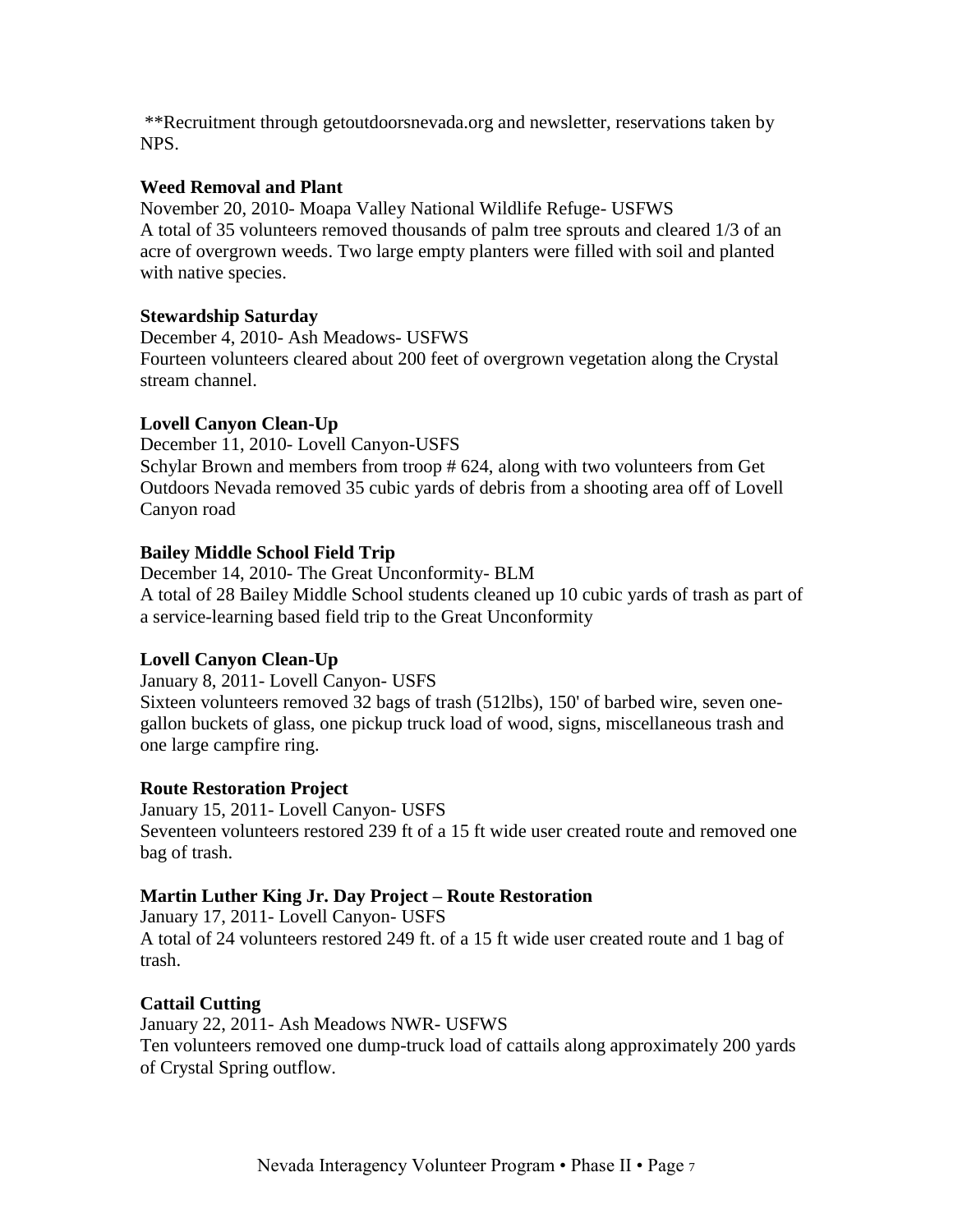**Recruitment through getoutdoorsnevada.org and newsletter, reservations taken by NPS.

**Weed Removal and Plant**

November 20, 2010- Moapa Valley National Wildlife Refuge- USFWS
A total of 35 volunteers removed thousands of palm tree sprouts and cleared 1/3 of an acre of overgrown weeds. Two large empty planters were filled with soil and planted with native species.

**Stewardship Saturday**

December 4, 2010- Ash Meadows- USFWS
Fourteen volunteers cleared about 200 feet of overgrown vegetation along the Crystal stream channel.

**Lovell Canyon Clean-Up**

December 11, 2010- Lovell Canyon-USFS
Schylar Brown and members from troop # 624, along with two volunteers from Get Outdoors Nevada removed 35 cubic yards of debris from a shooting area off of Lovell Canyon road

**Bailey Middle School Field Trip**

December 14, 2010- The Great Unconformity- BLM
A total of 28 Bailey Middle School students cleaned up 10 cubic yards of trash as part of a service-learning based field trip to the Great Unconformity

**Lovell Canyon Clean-Up**

January 8, 2011- Lovell Canyon- USFS
Sixteen volunteers removed 32 bags of trash (512lbs), 150' of barbed wire, seven one-gallon buckets of glass, one pickup truck load of wood, signs, miscellaneous trash and one large campfire ring.

**Route Restoration Project**

January 15, 2011- Lovell Canyon- USFS
Seventeen volunteers restored 239 ft of a 15 ft wide user created route and removed one bag of trash.

**Martin Luther King Jr. Day Project – Route Restoration**

January 17, 2011- Lovell Canyon- USFS
A total of 24 volunteers restored 249 ft. of a 15 ft wide user created route and 1 bag of trash.

**Cattail Cutting**

January 22, 2011- Ash Meadows NWR- USFWS
Ten volunteers removed one dump-truck load of cattails along approximately 200 yards of Crystal Spring outflow.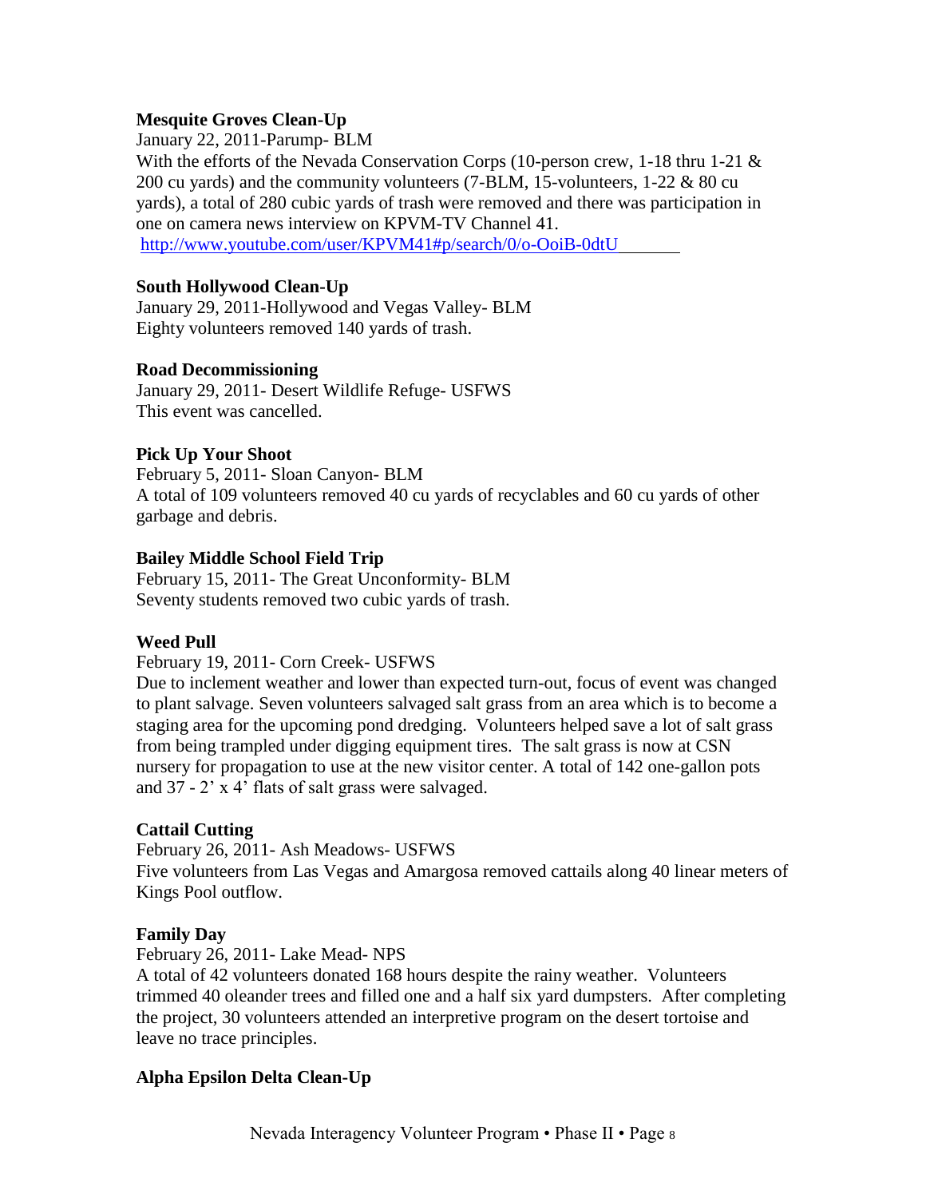**Mesquite Groves Clean-Up**

January 22, 2011-Parump- BLM

With the efforts of the Nevada Conservation Corps (10-person crew, 1-18 thru 1-21 & 200 cu yards) and the community volunteers (7-BLM, 15-volunteers, 1-22 & 80 cu yards), a total of 280 cubic yards of trash were removed and there was participation in one on camera news interview on KPVM-TV Channel 41.

http://www.youtube.com/user/KPVM41#p/search/0/o-OoiB-0dtU

**South Hollywood Clean-Up**

January 29, 2011-Hollywood and Vegas Valley- BLM

Eighty volunteers removed 140 yards of trash.

**Road Decommissioning**

January 29, 2011- Desert Wildlife Refuge- USFWS

This event was cancelled.

**Pick Up Your Shoot**

February 5, 2011- Sloan Canyon- BLM

A total of 109 volunteers removed 40 cu yards of recyclables and 60 cu yards of other garbage and debris.

**Bailey Middle School Field Trip**

February 15, 2011- The Great Unconformity- BLM

Seventy students removed two cubic yards of trash.

**Weed Pull**

February 19, 2011- Corn Creek- USFWS

Due to inclement weather and lower than expected turn-out, focus of event was changed to plant salvage. Seven volunteers salvaged salt grass from an area which is to become a staging area for the upcoming pond dredging. Volunteers helped save a lot of salt grass from being trampled under digging equipment tires. The salt grass is now at CSN nursery for propagation to use at the new visitor center. A total of 142 one-gallon pots and 37 - 2' x 4' flats of salt grass were salvaged.

**Cattail Cutting**

February 26, 2011- Ash Meadows- USFWS

Five volunteers from Las Vegas and Amargosa removed cattails along 40 linear meters of Kings Pool outflow.

**Family Day**

February 26, 2011- Lake Mead- NPS

A total of 42 volunteers donated 168 hours despite the rainy weather. Volunteers trimmed 40 oleander trees and filled one and a half six yard dumpsters. After completing the project, 30 volunteers attended an interpretive program on the desert tortoise and leave no trace principles.

**Alpha Epsilon Delta Clean-Up**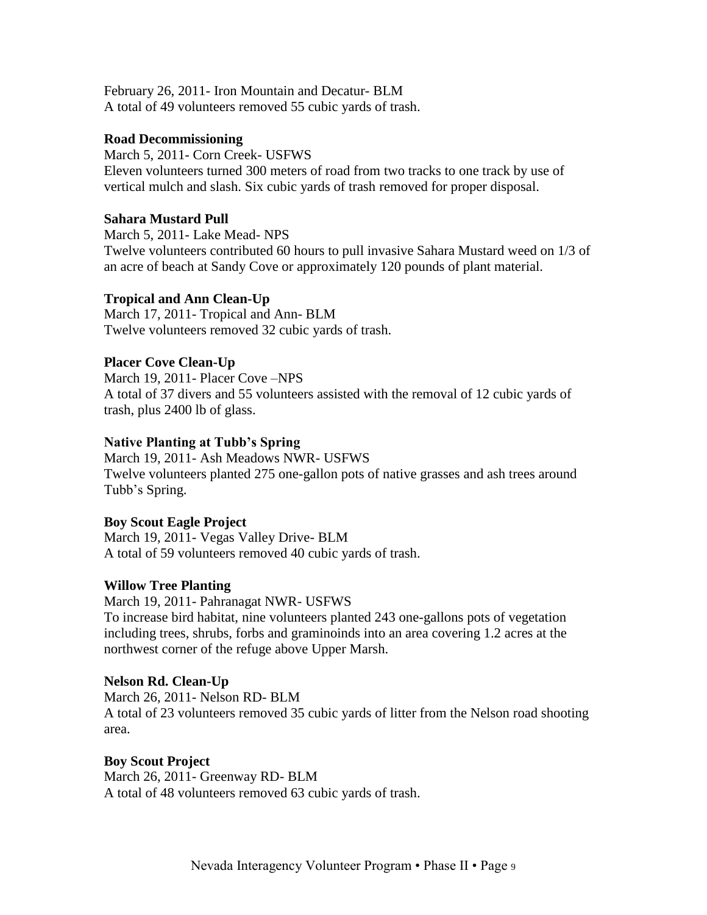February 26, 2011- Iron Mountain and Decatur- BLM
A total of 49 volunteers removed 55 cubic yards of trash.

**Road Decommissioning**

March 5, 2011- Corn Creek- USFWS
Eleven volunteers turned 300 meters of road from two tracks to one track by use of vertical mulch and slash. Six cubic yards of trash removed for proper disposal.

**Sahara Mustard Pull**

March 5, 2011- Lake Mead- NPS
Twelve volunteers contributed 60 hours to pull invasive Sahara Mustard weed on 1/3 of an acre of beach at Sandy Cove or approximately 120 pounds of plant material.

**Tropical and Ann Clean-Up**

March 17, 2011- Tropical and Ann- BLM
Twelve volunteers removed 32 cubic yards of trash.

**Placer Cove Clean-Up**

March 19, 2011- Placer Cove –NPS
A total of 37 divers and 55 volunteers assisted with the removal of 12 cubic yards of trash, plus 2400 lb of glass.

**Native Planting at Tubb's Spring**

March 19, 2011- Ash Meadows NWR- USFWS
Twelve volunteers planted 275 one-gallon pots of native grasses and ash trees around Tubb's Spring.

**Boy Scout Eagle Project**

March 19, 2011- Vegas Valley Drive- BLM
A total of 59 volunteers removed 40 cubic yards of trash.

**Willow Tree Planting**

March 19, 2011- Pahranagat NWR- USFWS
To increase bird habitat, nine volunteers planted 243 one-gallons pots of vegetation including trees, shrubs, forbs and graminoinds into an area covering 1.2 acres at the northwest corner of the refuge above Upper Marsh.

**Nelson Rd. Clean-Up**

March 26, 2011- Nelson RD- BLM
A total of 23 volunteers removed 35 cubic yards of litter from the Nelson road shooting area.

**Boy Scout Project**

March 26, 2011- Greenway RD- BLM
A total of 48 volunteers removed 63 cubic yards of trash.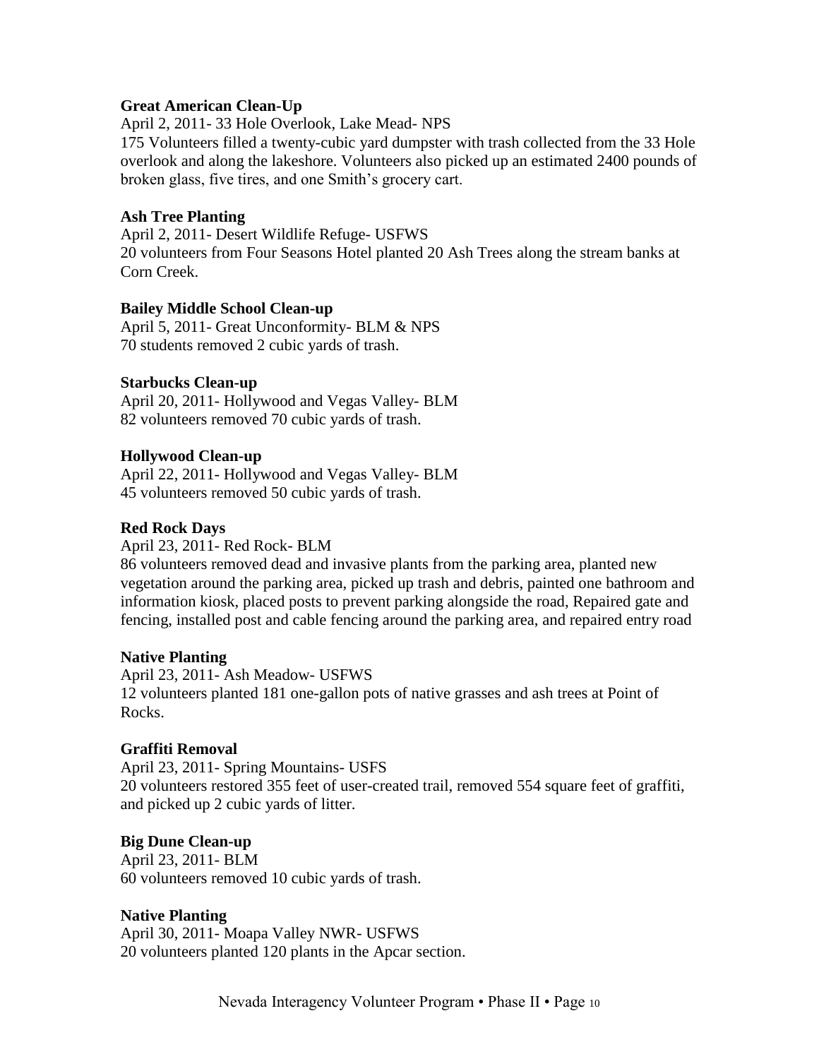**Great American Clean-Up**

April 2, 2011- 33 Hole Overlook, Lake Mead- NPS

175 Volunteers filled a twenty-cubic yard dumpster with trash collected from the 33 Hole overlook and along the lakeshore. Volunteers also picked up an estimated 2400 pounds of broken glass, five tires, and one Smith's grocery cart.

**Ash Tree Planting**

April 2, 2011- Desert Wildlife Refuge- USFWS

20 volunteers from Four Seasons Hotel planted 20 Ash Trees along the stream banks at Corn Creek.

**Bailey Middle School Clean-up**

April 5, 2011- Great Unconformity- BLM & NPS

70 students removed 2 cubic yards of trash.

**Starbucks Clean-up**

April 20, 2011- Hollywood and Vegas Valley- BLM

82 volunteers removed 70 cubic yards of trash.

**Hollywood Clean-up**

April 22, 2011- Hollywood and Vegas Valley- BLM

45 volunteers removed 50 cubic yards of trash.

**Red Rock Days**

April 23, 2011- Red Rock- BLM

86 volunteers removed dead and invasive plants from the parking area, planted new vegetation around the parking area, picked up trash and debris, painted one bathroom and information kiosk, placed posts to prevent parking alongside the road, Repaired gate and fencing, installed post and cable fencing around the parking area, and repaired entry road

**Native Planting**

April 23, 2011- Ash Meadow- USFWS

12 volunteers planted 181 one-gallon pots of native grasses and ash trees at Point of Rocks.

**Graffiti Removal**

April 23, 2011- Spring Mountains- USFS

20 volunteers restored 355 feet of user-created trail, removed 554 square feet of graffiti, and picked up 2 cubic yards of litter.

**Big Dune Clean-up**

April 23, 2011- BLM

60 volunteers removed 10 cubic yards of trash.

**Native Planting**

April 30, 2011- Moapa Valley NWR- USFWS

20 volunteers planted 120 plants in the Apcar section.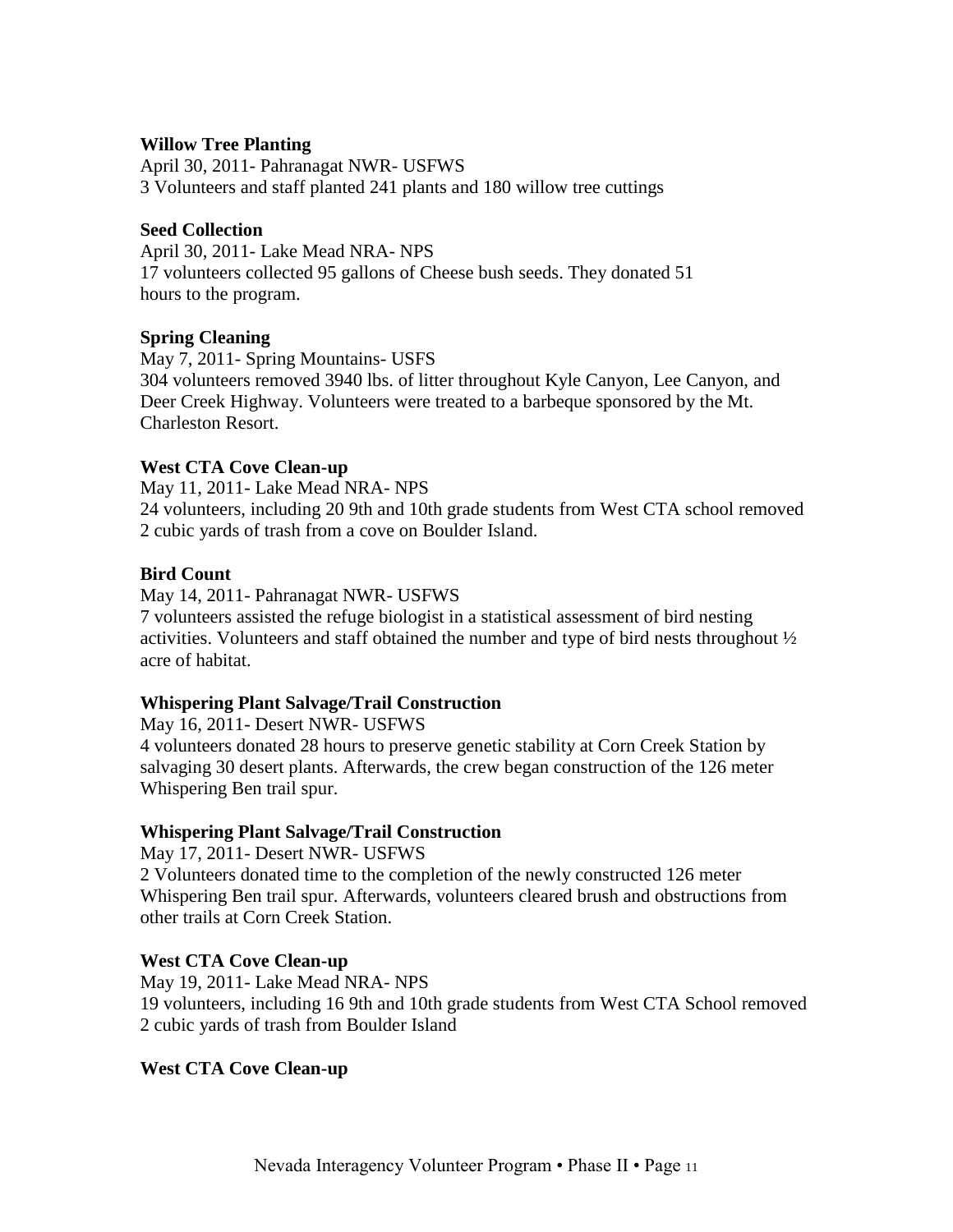**Willow Tree Planting**
April 30, 2011- Pahranagat NWR- USFWS
3 Volunteers and staff planted 241 plants and 180 willow tree cuttings

**Seed Collection**
April 30, 2011- Lake Mead NRA- NPS
17 volunteers collected 95 gallons of Cheese bush seeds. They donated 51 hours to the program.

**Spring Cleaning**
May 7, 2011- Spring Mountains- USFS
304 volunteers removed 3940 lbs. of litter throughout Kyle Canyon, Lee Canyon, and Deer Creek Highway. Volunteers were treated to a barbeque sponsored by the Mt. Charleston Resort.

**West CTA Cove Clean-up**
May 11, 2011- Lake Mead NRA- NPS
24 volunteers, including 20 9th and 10th grade students from West CTA school removed 2 cubic yards of trash from a cove on Boulder Island.

**Bird Count**
May 14, 2011- Pahranagat NWR- USFWS
7 volunteers assisted the refuge biologist in a statistical assessment of bird nesting activities. Volunteers and staff obtained the number and type of bird nests throughout ½ acre of habitat.

**Whispering Plant Salvage/Trail Construction**
May 16, 2011- Desert NWR- USFWS
4 volunteers donated 28 hours to preserve genetic stability at Corn Creek Station by salvaging 30 desert plants. Afterwards, the crew began construction of the 126 meter Whispering Ben trail spur.

**Whispering Plant Salvage/Trail Construction**
May 17, 2011- Desert NWR- USFWS
2 Volunteers donated time to the completion of the newly constructed 126 meter Whispering Ben trail spur. Afterwards, volunteers cleared brush and obstructions from other trails at Corn Creek Station.

**West CTA Cove Clean-up**
May 19, 2011- Lake Mead NRA- NPS
19 volunteers, including 16 9th and 10th grade students from West CTA School removed 2 cubic yards of trash from Boulder Island

**West CTA Cove Clean-up**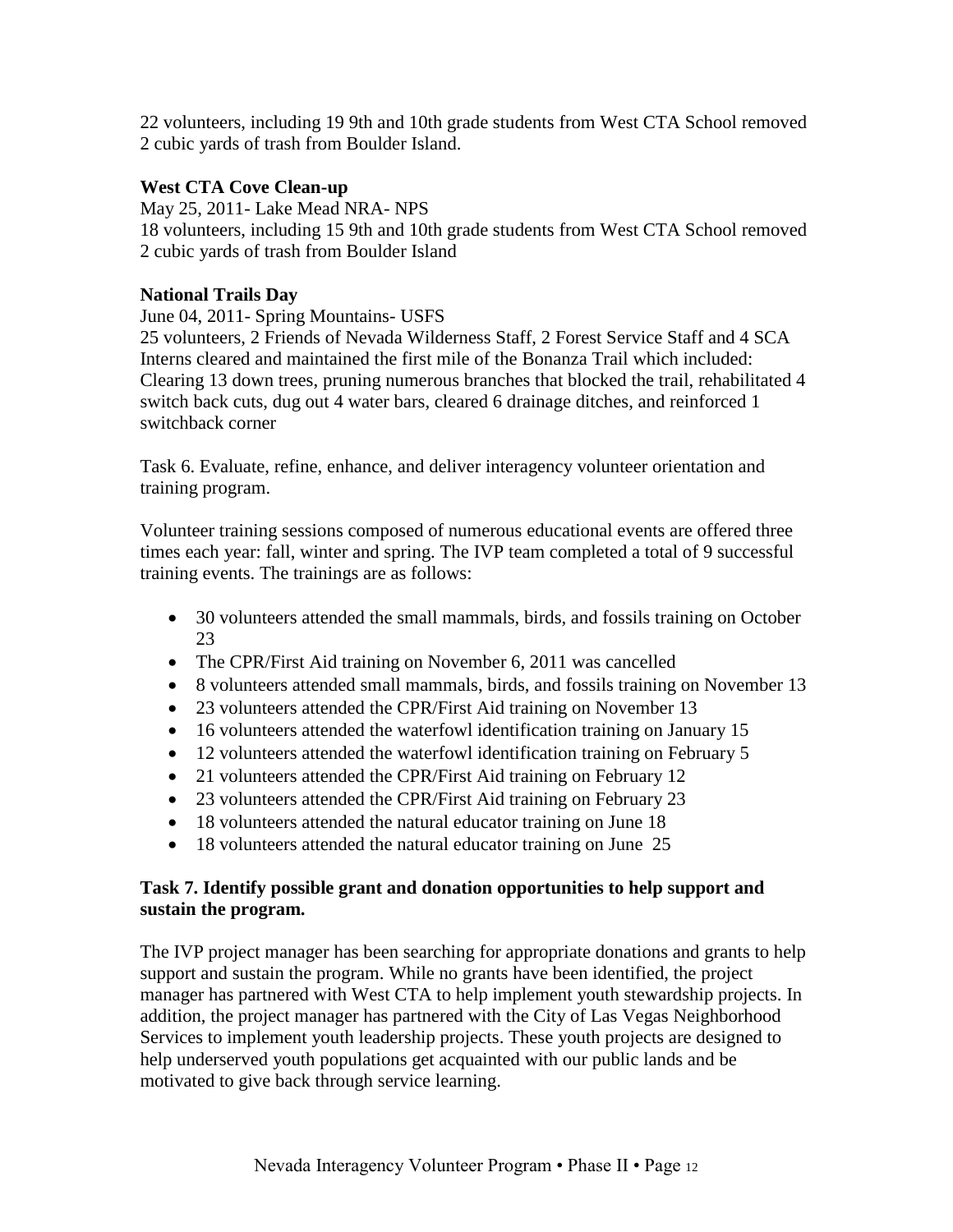22 volunteers, including 19 9th and 10th grade students from West CTA School removed 2 cubic yards of trash from Boulder Island.

**West CTA Cove Clean-up**

May 25, 2011- Lake Mead NRA- NPS

18 volunteers, including 15 9th and 10th grade students from West CTA School removed 2 cubic yards of trash from Boulder Island

**National Trails Day**

June 04, 2011- Spring Mountains- USFS

25 volunteers, 2 Friends of Nevada Wilderness Staff, 2 Forest Service Staff and 4 SCA Interns cleared and maintained the first mile of the Bonanza Trail which included: Clearing 13 down trees, pruning numerous branches that blocked the trail, rehabilitated 4 switch back cuts, dug out 4 water bars, cleared 6 drainage ditches, and reinforced 1 switchback corner

Task 6. Evaluate, refine, enhance, and deliver interagency volunteer orientation and training program.

Volunteer training sessions composed of numerous educational events are offered three times each year: fall, winter and spring. The IVP team completed a total of 9 successful training events. The trainings are as follows:

- 30 volunteers attended the small mammals, birds, and fossils training on October 23
- The CPR/First Aid training on November 6, 2011 was cancelled
- 8 volunteers attended small mammals, birds, and fossils training on November 13
- 23 volunteers attended the CPR/First Aid training on November 13
- 16 volunteers attended the waterfowl identification training on January 15
- 12 volunteers attended the waterfowl identification training on February 5
- 21 volunteers attended the CPR/First Aid training on February 12
- 23 volunteers attended the CPR/First Aid training on February 23
- 18 volunteers attended the natural educator training on June 18
- 18 volunteers attended the natural educator training on June 25

**Task 7. Identify possible grant and donation opportunities to help support and sustain the program.**

The IVP project manager has been searching for appropriate donations and grants to help support and sustain the program. While no grants have been identified, the project manager has partnered with West CTA to help implement youth stewardship projects. In addition, the project manager has partnered with the City of Las Vegas Neighborhood Services to implement youth leadership projects. These youth projects are designed to help underserved youth populations get acquainted with our public lands and be motivated to give back through service learning.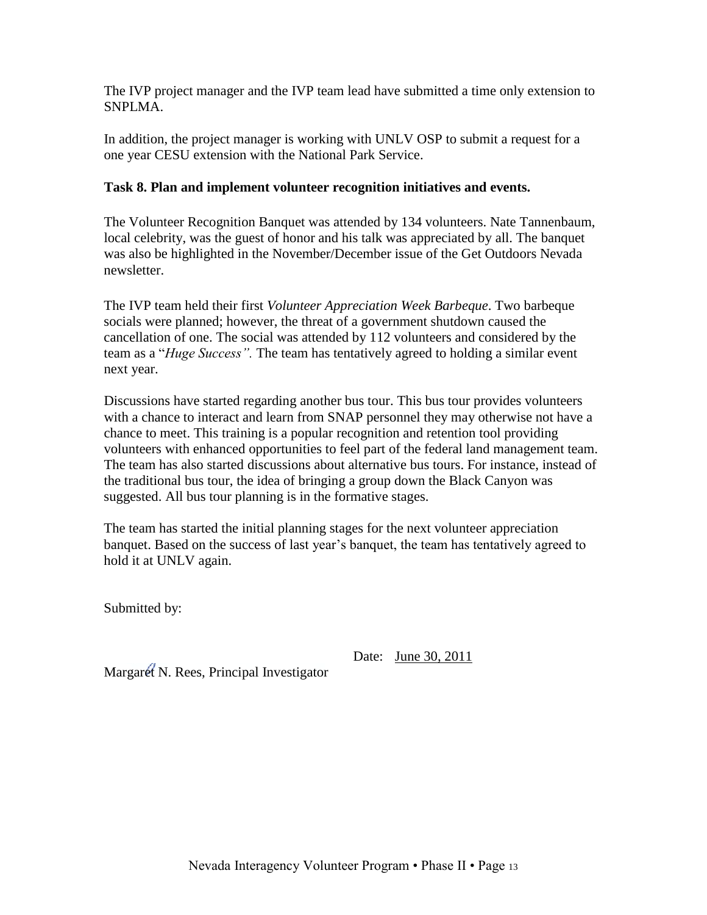The IVP project manager and the IVP team lead have submitted a time only extension to SNPLMA.

In addition, the project manager is working with UNLV OSP to submit a request for a one year CESU extension with the National Park Service.

**Task 8. Plan and implement volunteer recognition initiatives and events.**

The Volunteer Recognition Banquet was attended by 134 volunteers. Nate Tannenbaum, local celebrity, was the guest of honor and his talk was appreciated by all. The banquet was also be highlighted in the November/December issue of the Get Outdoors Nevada newsletter.

The IVP team held their first *Volunteer Appreciation Week Barbeque*. Two barbeque socials were planned; however, the threat of a government shutdown caused the cancellation of one. The social was attended by 112 volunteers and considered by the team as a "*Huge Success".* The team has tentatively agreed to holding a similar event next year.

Discussions have started regarding another bus tour. This bus tour provides volunteers with a chance to interact and learn from SNAP personnel they may otherwise not have a chance to meet. This training is a popular recognition and retention tool providing volunteers with enhanced opportunities to feel part of the federal land management team. The team has also started discussions about alternative bus tours. For instance, instead of the traditional bus tour, the idea of bringing a group down the Black Canyon was suggested. All bus tour planning is in the formative stages.

The team has started the initial planning stages for the next volunteer appreciation banquet. Based on the success of last year's banquet, the team has tentatively agreed to hold it at UNLV again.

Submitted by:

Date: June 30, 2011

Margaret N. Rees, Principal Investigator